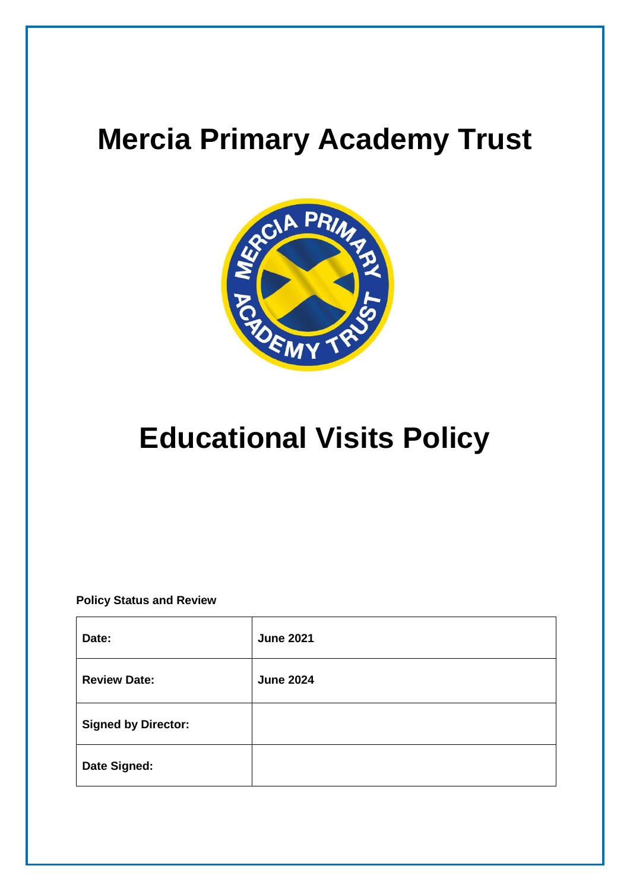# Mercia Primary Academy Trust

# Educational Visits Policy

**Policy Status and Review**

| **Date:** | **June 2021** |
|---|---|
| **Review Date:** | **June 2024** |
| **Signed by Director:** | |
| **Date Signed:** | |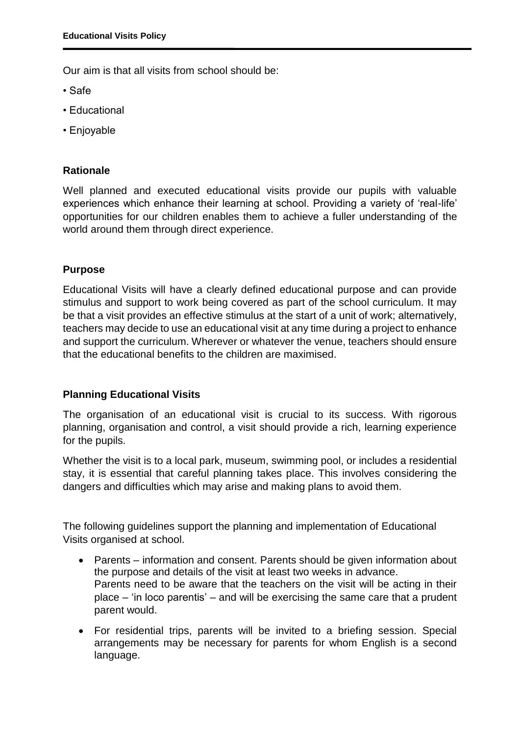Our aim is that all visits from school should be:

- Safe
- Educational
- Enjoyable

### Rationale

Well planned and executed educational visits provide our pupils with valuable experiences which enhance their learning at school. Providing a variety of 'real-life' opportunities for our children enables them to achieve a fuller understanding of the world around them through direct experience.

### Purpose

Educational Visits will have a clearly defined educational purpose and can provide stimulus and support to work being covered as part of the school curriculum. It may be that a visit provides an effective stimulus at the start of a unit of work; alternatively, teachers may decide to use an educational visit at any time during a project to enhance and support the curriculum. Wherever or whatever the venue, teachers should ensure that the educational benefits to the children are maximised.

### Planning Educational Visits

The organisation of an educational visit is crucial to its success. With rigorous planning, organisation and control, a visit should provide a rich, learning experience for the pupils.

Whether the visit is to a local park, museum, swimming pool, or includes a residential stay, it is essential that careful planning takes place. This involves considering the dangers and difficulties which may arise and making plans to avoid them.

The following guidelines support the planning and implementation of Educational Visits organised at school.

- Parents – information and consent. Parents should be given information about the purpose and details of the visit at least two weeks in advance.
  Parents need to be aware that the teachers on the visit will be acting in their place – 'in loco parentis' – and will be exercising the same care that a prudent parent would.
- For residential trips, parents will be invited to a briefing session. Special arrangements may be necessary for parents for whom English is a second language.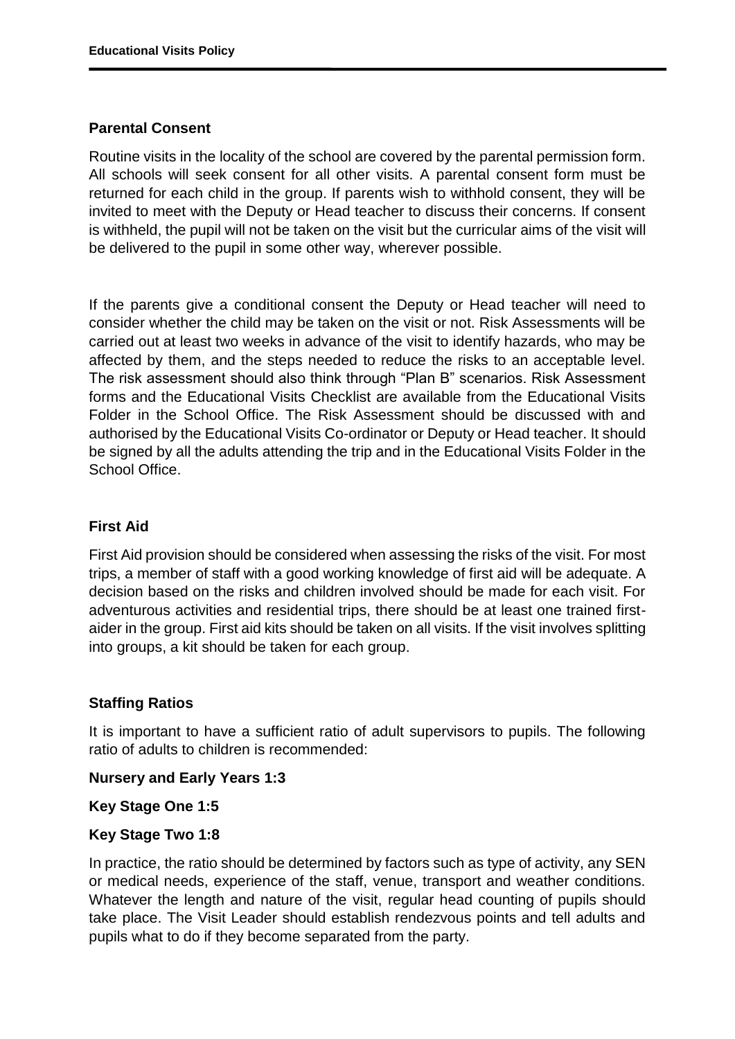## Parental Consent

Routine visits in the locality of the school are covered by the parental permission form. All schools will seek consent for all other visits. A parental consent form must be returned for each child in the group. If parents wish to withhold consent, they will be invited to meet with the Deputy or Head teacher to discuss their concerns. If consent is withheld, the pupil will not be taken on the visit but the curricular aims of the visit will be delivered to the pupil in some other way, wherever possible.

If the parents give a conditional consent the Deputy or Head teacher will need to consider whether the child may be taken on the visit or not. Risk Assessments will be carried out at least two weeks in advance of the visit to identify hazards, who may be affected by them, and the steps needed to reduce the risks to an acceptable level. The risk assessment should also think through "Plan B" scenarios. Risk Assessment forms and the Educational Visits Checklist are available from the Educational Visits Folder in the School Office. The Risk Assessment should be discussed with and authorised by the Educational Visits Co-ordinator or Deputy or Head teacher. It should be signed by all the adults attending the trip and in the Educational Visits Folder in the School Office.

## First Aid

First Aid provision should be considered when assessing the risks of the visit. For most trips, a member of staff with a good working knowledge of first aid will be adequate. A decision based on the risks and children involved should be made for each visit. For adventurous activities and residential trips, there should be at least one trained first-aider in the group. First aid kits should be taken on all visits. If the visit involves splitting into groups, a kit should be taken for each group.

## Staffing Ratios

It is important to have a sufficient ratio of adult supervisors to pupils. The following ratio of adults to children is recommended:

**Nursery and Early Years 1:3**

**Key Stage One 1:5**

**Key Stage Two 1:8**

In practice, the ratio should be determined by factors such as type of activity, any SEN or medical needs, experience of the staff, venue, transport and weather conditions. Whatever the length and nature of the visit, regular head counting of pupils should take place. The Visit Leader should establish rendezvous points and tell adults and pupils what to do if they become separated from the party.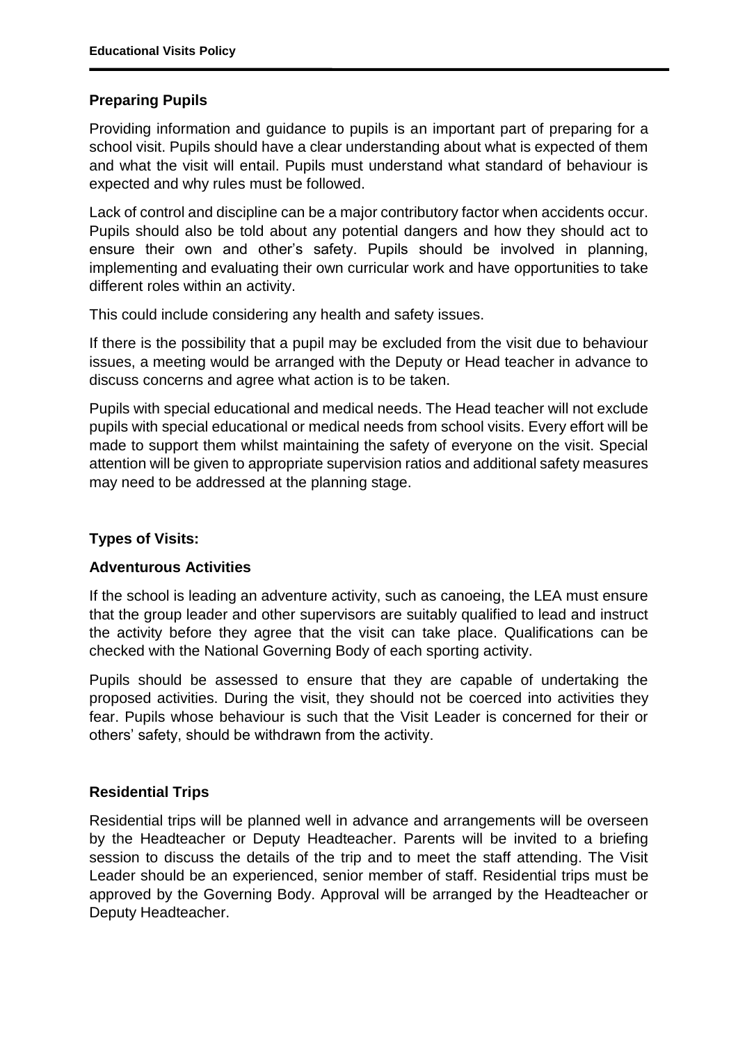## Preparing Pupils

Providing information and guidance to pupils is an important part of preparing for a school visit. Pupils should have a clear understanding about what is expected of them and what the visit will entail. Pupils must understand what standard of behaviour is expected and why rules must be followed.

Lack of control and discipline can be a major contributory factor when accidents occur. Pupils should also be told about any potential dangers and how they should act to ensure their own and other's safety. Pupils should be involved in planning, implementing and evaluating their own curricular work and have opportunities to take different roles within an activity.

This could include considering any health and safety issues.

If there is the possibility that a pupil may be excluded from the visit due to behaviour issues, a meeting would be arranged with the Deputy or Head teacher in advance to discuss concerns and agree what action is to be taken.

Pupils with special educational and medical needs. The Head teacher will not exclude pupils with special educational or medical needs from school visits. Every effort will be made to support them whilst maintaining the safety of everyone on the visit. Special attention will be given to appropriate supervision ratios and additional safety measures may need to be addressed at the planning stage.

## Types of Visits:

### Adventurous Activities

If the school is leading an adventure activity, such as canoeing, the LEA must ensure that the group leader and other supervisors are suitably qualified to lead and instruct the activity before they agree that the visit can take place. Qualifications can be checked with the National Governing Body of each sporting activity.

Pupils should be assessed to ensure that they are capable of undertaking the proposed activities. During the visit, they should not be coerced into activities they fear. Pupils whose behaviour is such that the Visit Leader is concerned for their or others' safety, should be withdrawn from the activity.

### Residential Trips

Residential trips will be planned well in advance and arrangements will be overseen by the Headteacher or Deputy Headteacher. Parents will be invited to a briefing session to discuss the details of the trip and to meet the staff attending. The Visit Leader should be an experienced, senior member of staff. Residential trips must be approved by the Governing Body. Approval will be arranged by the Headteacher or Deputy Headteacher.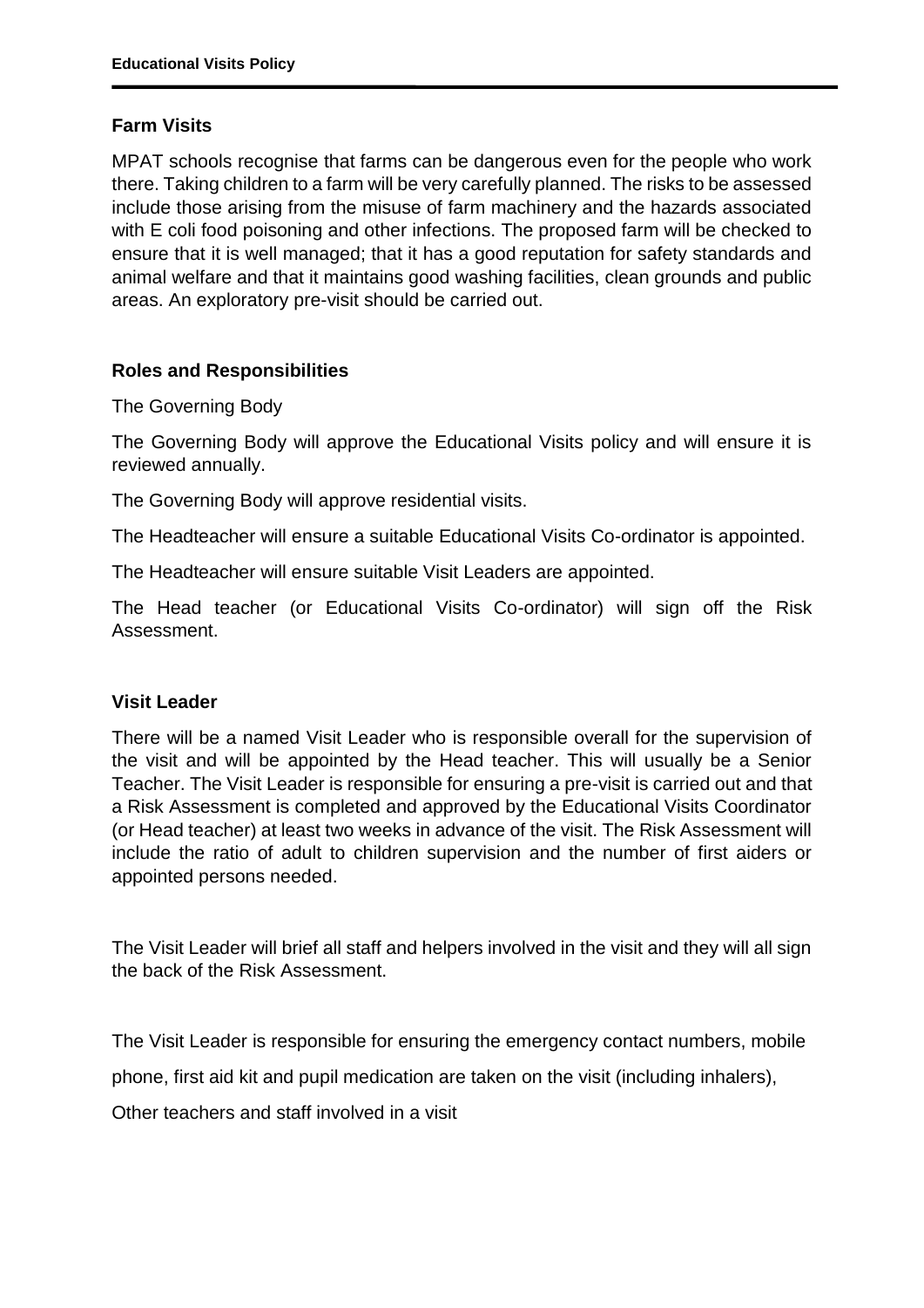## Farm Visits

MPAT schools recognise that farms can be dangerous even for the people who work there. Taking children to a farm will be very carefully planned. The risks to be assessed include those arising from the misuse of farm machinery and the hazards associated with E coli food poisoning and other infections. The proposed farm will be checked to ensure that it is well managed; that it has a good reputation for safety standards and animal welfare and that it maintains good washing facilities, clean grounds and public areas. An exploratory pre-visit should be carried out.

## Roles and Responsibilities

The Governing Body

The Governing Body will approve the Educational Visits policy and will ensure it is reviewed annually.

The Governing Body will approve residential visits.

The Headteacher will ensure a suitable Educational Visits Co-ordinator is appointed.

The Headteacher will ensure suitable Visit Leaders are appointed.

The Head teacher (or Educational Visits Co-ordinator) will sign off the Risk Assessment.

## Visit Leader

There will be a named Visit Leader who is responsible overall for the supervision of the visit and will be appointed by the Head teacher. This will usually be a Senior Teacher. The Visit Leader is responsible for ensuring a pre-visit is carried out and that a Risk Assessment is completed and approved by the Educational Visits Coordinator (or Head teacher) at least two weeks in advance of the visit. The Risk Assessment will include the ratio of adult to children supervision and the number of first aiders or appointed persons needed.

The Visit Leader will brief all staff and helpers involved in the visit and they will all sign the back of the Risk Assessment.

The Visit Leader is responsible for ensuring the emergency contact numbers, mobile phone, first aid kit and pupil medication are taken on the visit (including inhalers),

Other teachers and staff involved in a visit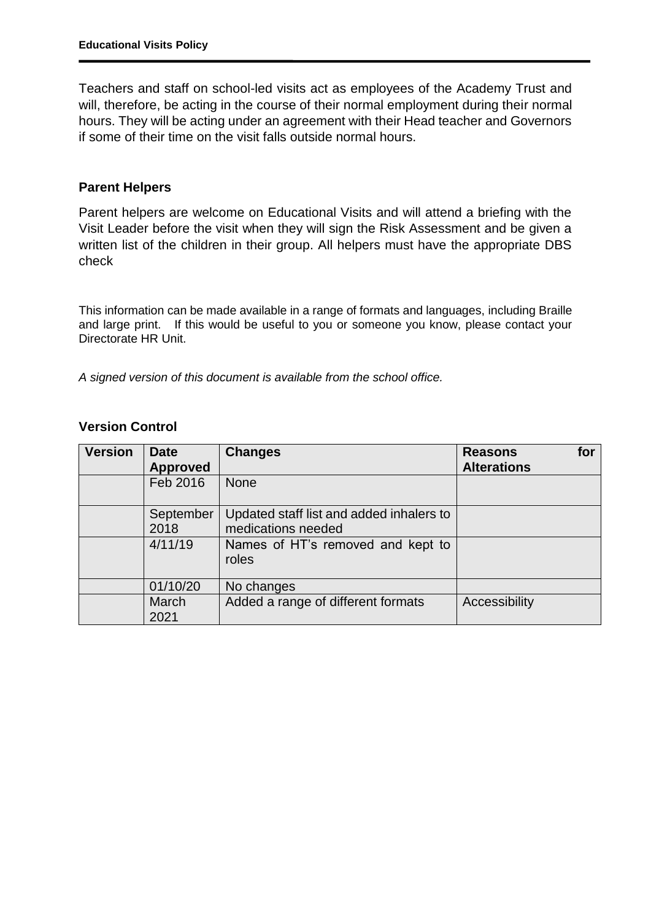Teachers and staff on school-led visits act as employees of the Academy Trust and will, therefore, be acting in the course of their normal employment during their normal hours. They will be acting under an agreement with their Head teacher and Governors if some of their time on the visit falls outside normal hours.

**Parent Helpers**

Parent helpers are welcome on Educational Visits and will attend a briefing with the Visit Leader before the visit when they will sign the Risk Assessment and be given a written list of the children in their group. All helpers must have the appropriate DBS check

This information can be made available in a range of formats and languages, including Braille and large print. If this would be useful to you or someone you know, please contact your Directorate HR Unit.

*A signed version of this document is available from the school office.*

**Version Control**

| Version | Date Approved | Changes | Reasons for Alterations |
|---|---|---|---|
| | Feb 2016 | None | |
| | September 2018 | Updated staff list and added inhalers to medications needed | |
| | 4/11/19 | Names of HT's removed and kept to roles | |
| | 01/10/20 | No changes | |
| | March 2021 | Added a range of different formats | Accessibility |